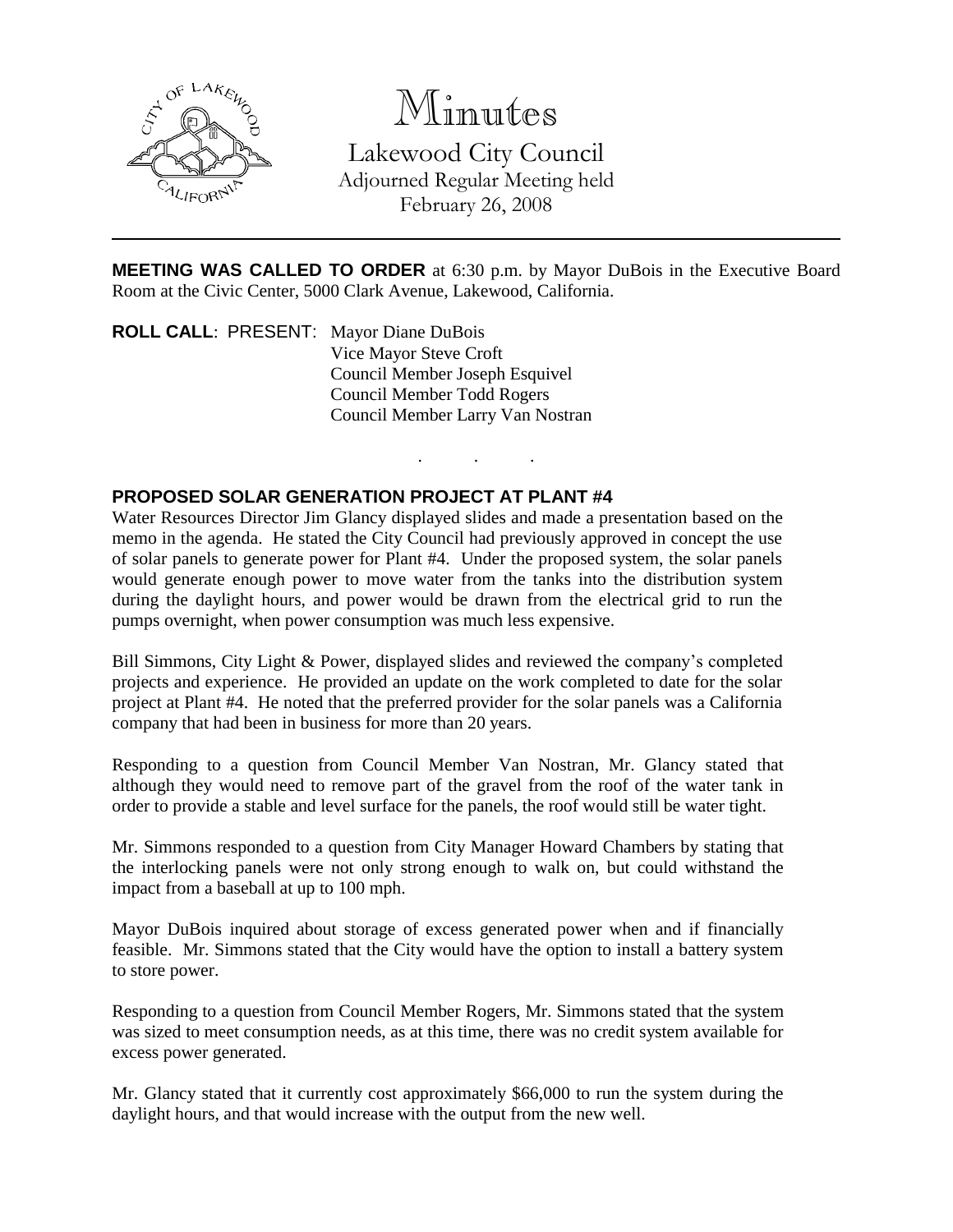# Minutes

Lakewood City Council
Adjourned Regular Meeting held
February 26, 2008

---

**MEETING WAS CALLED TO ORDER** at 6:30 p.m. by Mayor DuBois in the Executive Board Room at the Civic Center, 5000 Clark Avenue, Lakewood, California.

**ROLL CALL**: PRESENT: Mayor Diane DuBois
Vice Mayor Steve Croft
Council Member Joseph Esquivel
Council Member Todd Rogers
Council Member Larry Van Nostran

. . .

**PROPOSED SOLAR GENERATION PROJECT AT PLANT #4**

Water Resources Director Jim Glancy displayed slides and made a presentation based on the memo in the agenda. He stated the City Council had previously approved in concept the use of solar panels to generate power for Plant #4. Under the proposed system, the solar panels would generate enough power to move water from the tanks into the distribution system during the daylight hours, and power would be drawn from the electrical grid to run the pumps overnight, when power consumption was much less expensive.

Bill Simmons, City Light & Power, displayed slides and reviewed the company's completed projects and experience. He provided an update on the work completed to date for the solar project at Plant #4. He noted that the preferred provider for the solar panels was a California company that had been in business for more than 20 years.

Responding to a question from Council Member Van Nostran, Mr. Glancy stated that although they would need to remove part of the gravel from the roof of the water tank in order to provide a stable and level surface for the panels, the roof would still be water tight.

Mr. Simmons responded to a question from City Manager Howard Chambers by stating that the interlocking panels were not only strong enough to walk on, but could withstand the impact from a baseball at up to 100 mph.

Mayor DuBois inquired about storage of excess generated power when and if financially feasible. Mr. Simmons stated that the City would have the option to install a battery system to store power.

Responding to a question from Council Member Rogers, Mr. Simmons stated that the system was sized to meet consumption needs, as at this time, there was no credit system available for excess power generated.

Mr. Glancy stated that it currently cost approximately $66,000 to run the system during the daylight hours, and that would increase with the output from the new well.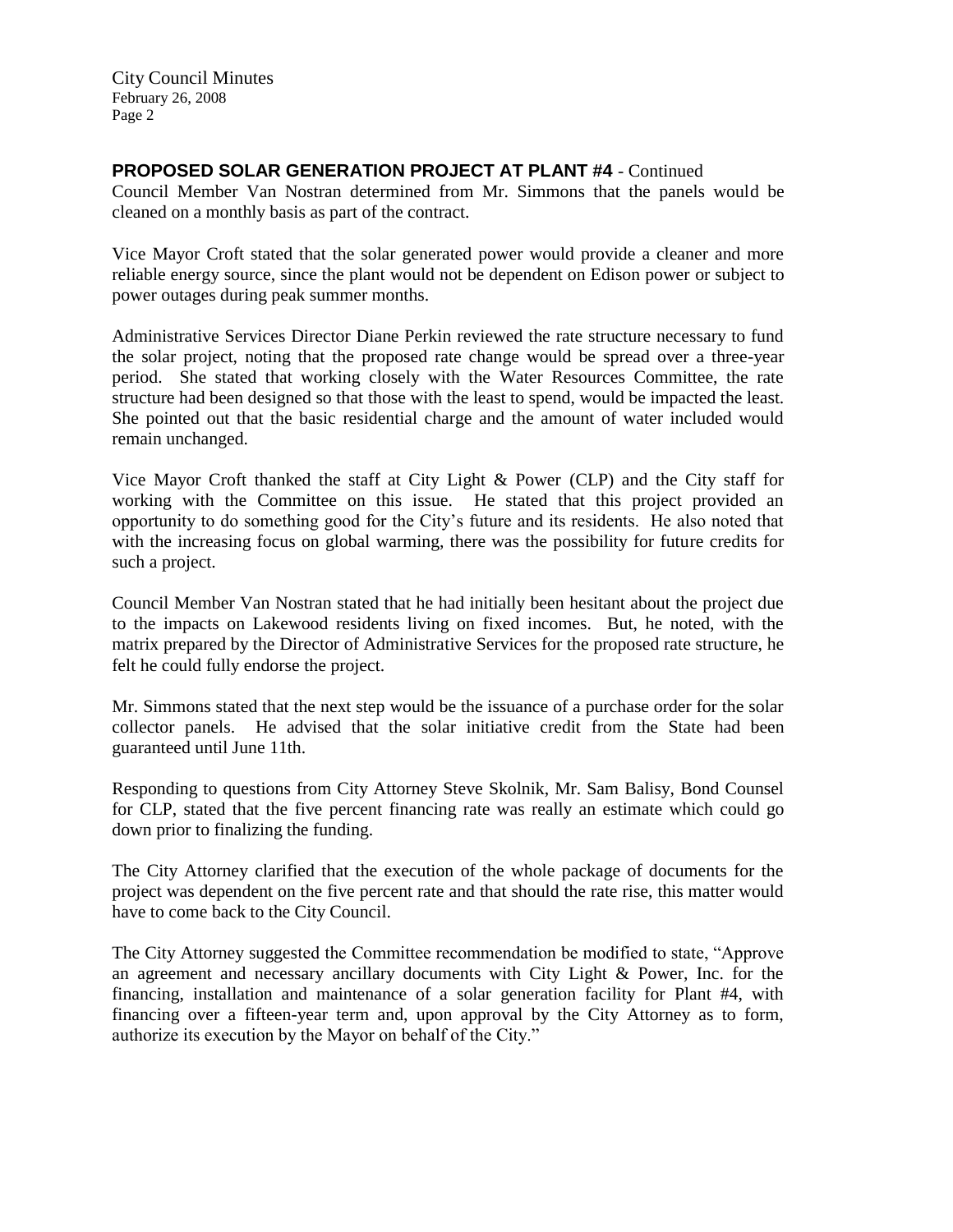## PROPOSED SOLAR GENERATION PROJECT AT PLANT #4 - Continued

Council Member Van Nostran determined from Mr. Simmons that the panels would be cleaned on a monthly basis as part of the contract.

Vice Mayor Croft stated that the solar generated power would provide a cleaner and more reliable energy source, since the plant would not be dependent on Edison power or subject to power outages during peak summer months.

Administrative Services Director Diane Perkin reviewed the rate structure necessary to fund the solar project, noting that the proposed rate change would be spread over a three-year period. She stated that working closely with the Water Resources Committee, the rate structure had been designed so that those with the least to spend, would be impacted the least. She pointed out that the basic residential charge and the amount of water included would remain unchanged.

Vice Mayor Croft thanked the staff at City Light & Power (CLP) and the City staff for working with the Committee on this issue. He stated that this project provided an opportunity to do something good for the City's future and its residents. He also noted that with the increasing focus on global warming, there was the possibility for future credits for such a project.

Council Member Van Nostran stated that he had initially been hesitant about the project due to the impacts on Lakewood residents living on fixed incomes. But, he noted, with the matrix prepared by the Director of Administrative Services for the proposed rate structure, he felt he could fully endorse the project.

Mr. Simmons stated that the next step would be the issuance of a purchase order for the solar collector panels. He advised that the solar initiative credit from the State had been guaranteed until June 11th.

Responding to questions from City Attorney Steve Skolnik, Mr. Sam Balisy, Bond Counsel for CLP, stated that the five percent financing rate was really an estimate which could go down prior to finalizing the funding.

The City Attorney clarified that the execution of the whole package of documents for the project was dependent on the five percent rate and that should the rate rise, this matter would have to come back to the City Council.

The City Attorney suggested the Committee recommendation be modified to state, "Approve an agreement and necessary ancillary documents with City Light & Power, Inc. for the financing, installation and maintenance of a solar generation facility for Plant #4, with financing over a fifteen-year term and, upon approval by the City Attorney as to form, authorize its execution by the Mayor on behalf of the City."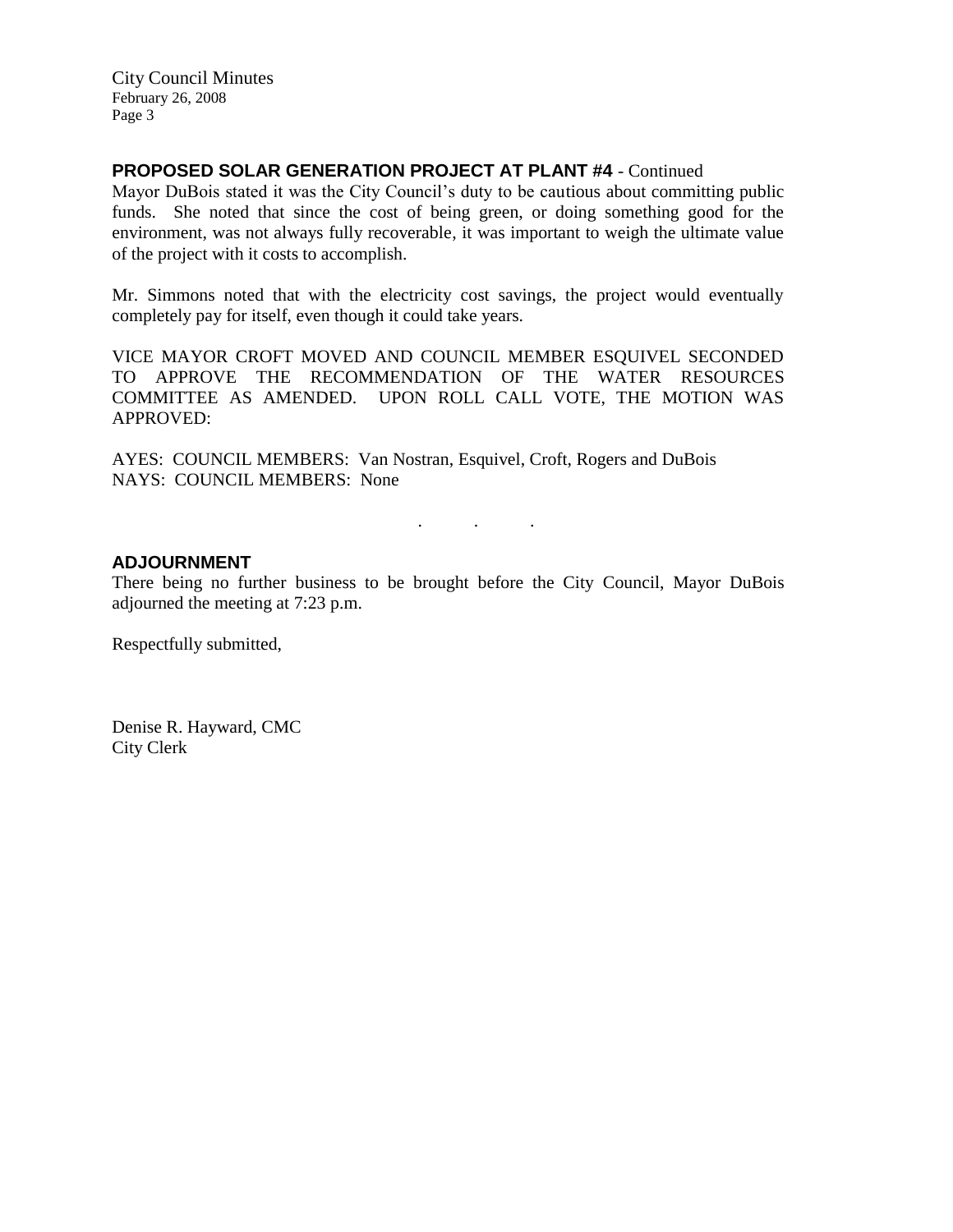## PROPOSED SOLAR GENERATION PROJECT AT PLANT #4 - Continued

Mayor DuBois stated it was the City Council's duty to be cautious about committing public funds. She noted that since the cost of being green, or doing something good for the environment, was not always fully recoverable, it was important to weigh the ultimate value of the project with it costs to accomplish.

Mr. Simmons noted that with the electricity cost savings, the project would eventually completely pay for itself, even though it could take years.

VICE MAYOR CROFT MOVED AND COUNCIL MEMBER ESQUIVEL SECONDED TO APPROVE THE RECOMMENDATION OF THE WATER RESOURCES COMMITTEE AS AMENDED. UPON ROLL CALL VOTE, THE MOTION WAS APPROVED:

AYES: COUNCIL MEMBERS: Van Nostran, Esquivel, Croft, Rogers and DuBois
NAYS: COUNCIL MEMBERS: None

. . .

## ADJOURNMENT

There being no further business to be brought before the City Council, Mayor DuBois adjourned the meeting at 7:23 p.m.

Respectfully submitted,

Denise R. Hayward, CMC
City Clerk